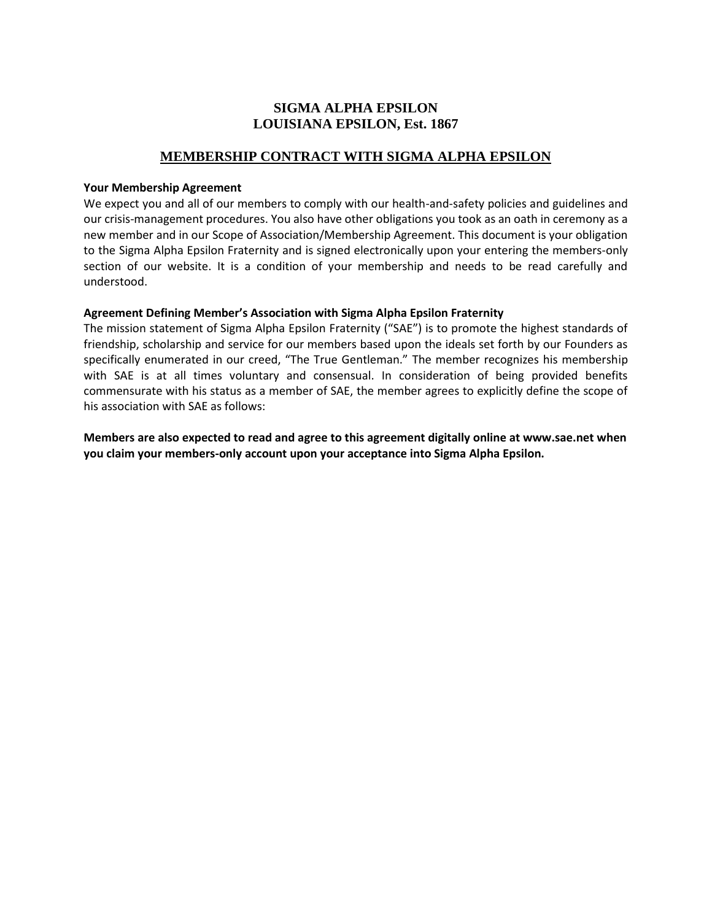# SIGMA ALPHA EPSILON
# LOUISIANA EPSILON, Est. 1867

## MEMBERSHIP CONTRACT WITH SIGMA ALPHA EPSILON

**Your Membership Agreement**

We expect you and all of our members to comply with our health-and-safety policies and guidelines and our crisis-management procedures. You also have other obligations you took as an oath in ceremony as a new member and in our Scope of Association/Membership Agreement. This document is your obligation to the Sigma Alpha Epsilon Fraternity and is signed electronically upon your entering the members-only section of our website. It is a condition of your membership and needs to be read carefully and understood.

**Agreement Defining Member's Association with Sigma Alpha Epsilon Fraternity**

The mission statement of Sigma Alpha Epsilon Fraternity ("SAE") is to promote the highest standards of friendship, scholarship and service for our members based upon the ideals set forth by our Founders as specifically enumerated in our creed, "The True Gentleman." The member recognizes his membership with SAE is at all times voluntary and consensual. In consideration of being provided benefits commensurate with his status as a member of SAE, the member agrees to explicitly define the scope of his association with SAE as follows:

**Members are also expected to read and agree to this agreement digitally online at www.sae.net when you claim your members-only account upon your acceptance into Sigma Alpha Epsilon.**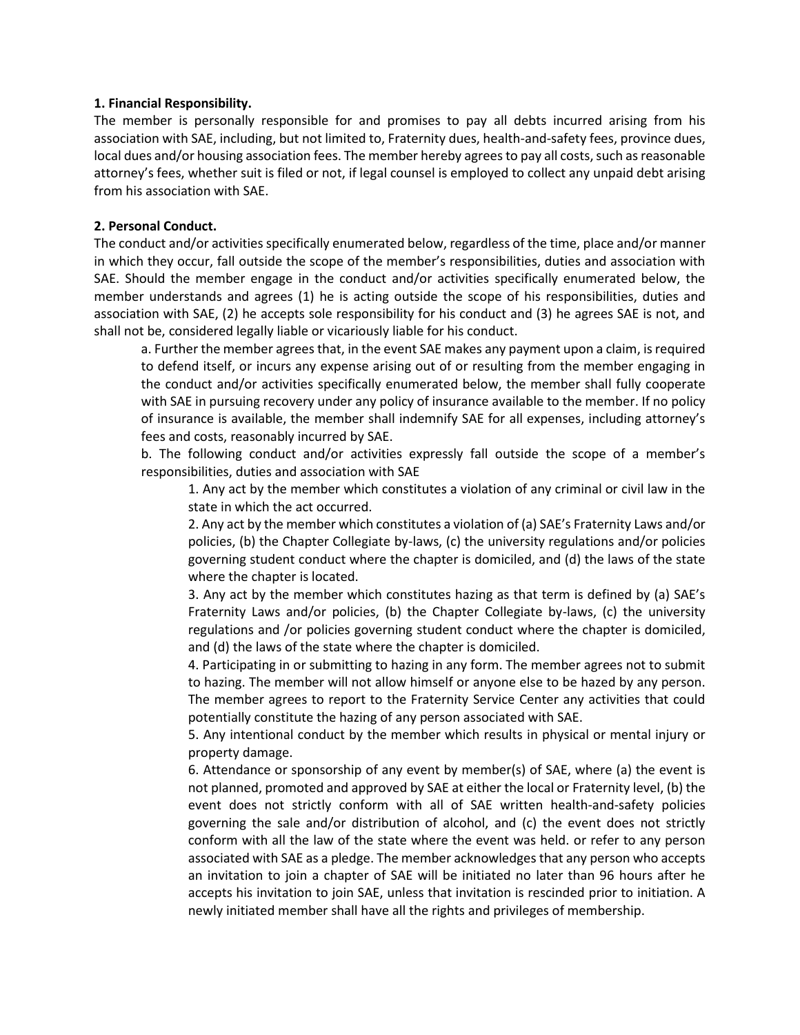**1. Financial Responsibility.**

The member is personally responsible for and promises to pay all debts incurred arising from his association with SAE, including, but not limited to, Fraternity dues, health-and-safety fees, province dues, local dues and/or housing association fees. The member hereby agrees to pay all costs, such as reasonable attorney's fees, whether suit is filed or not, if legal counsel is employed to collect any unpaid debt arising from his association with SAE.

**2. Personal Conduct.**

The conduct and/or activities specifically enumerated below, regardless of the time, place and/or manner in which they occur, fall outside the scope of the member's responsibilities, duties and association with SAE. Should the member engage in the conduct and/or activities specifically enumerated below, the member understands and agrees (1) he is acting outside the scope of his responsibilities, duties and association with SAE, (2) he accepts sole responsibility for his conduct and (3) he agrees SAE is not, and shall not be, considered legally liable or vicariously liable for his conduct.

a. Further the member agrees that, in the event SAE makes any payment upon a claim, is required to defend itself, or incurs any expense arising out of or resulting from the member engaging in the conduct and/or activities specifically enumerated below, the member shall fully cooperate with SAE in pursuing recovery under any policy of insurance available to the member. If no policy of insurance is available, the member shall indemnify SAE for all expenses, including attorney's fees and costs, reasonably incurred by SAE.

b. The following conduct and/or activities expressly fall outside the scope of a member's responsibilities, duties and association with SAE

1. Any act by the member which constitutes a violation of any criminal or civil law in the state in which the act occurred.
2. Any act by the member which constitutes a violation of (a) SAE's Fraternity Laws and/or policies, (b) the Chapter Collegiate by-laws, (c) the university regulations and/or policies governing student conduct where the chapter is domiciled, and (d) the laws of the state where the chapter is located.
3. Any act by the member which constitutes hazing as that term is defined by (a) SAE's Fraternity Laws and/or policies, (b) the Chapter Collegiate by-laws, (c) the university regulations and /or policies governing student conduct where the chapter is domiciled, and (d) the laws of the state where the chapter is domiciled.
4. Participating in or submitting to hazing in any form. The member agrees not to submit to hazing. The member will not allow himself or anyone else to be hazed by any person. The member agrees to report to the Fraternity Service Center any activities that could potentially constitute the hazing of any person associated with SAE.
5. Any intentional conduct by the member which results in physical or mental injury or property damage.
6. Attendance or sponsorship of any event by member(s) of SAE, where (a) the event is not planned, promoted and approved by SAE at either the local or Fraternity level, (b) the event does not strictly conform with all of SAE written health-and-safety policies governing the sale and/or distribution of alcohol, and (c) the event does not strictly conform with all the law of the state where the event was held. or refer to any person associated with SAE as a pledge. The member acknowledges that any person who accepts an invitation to join a chapter of SAE will be initiated no later than 96 hours after he accepts his invitation to join SAE, unless that invitation is rescinded prior to initiation. A newly initiated member shall have all the rights and privileges of membership.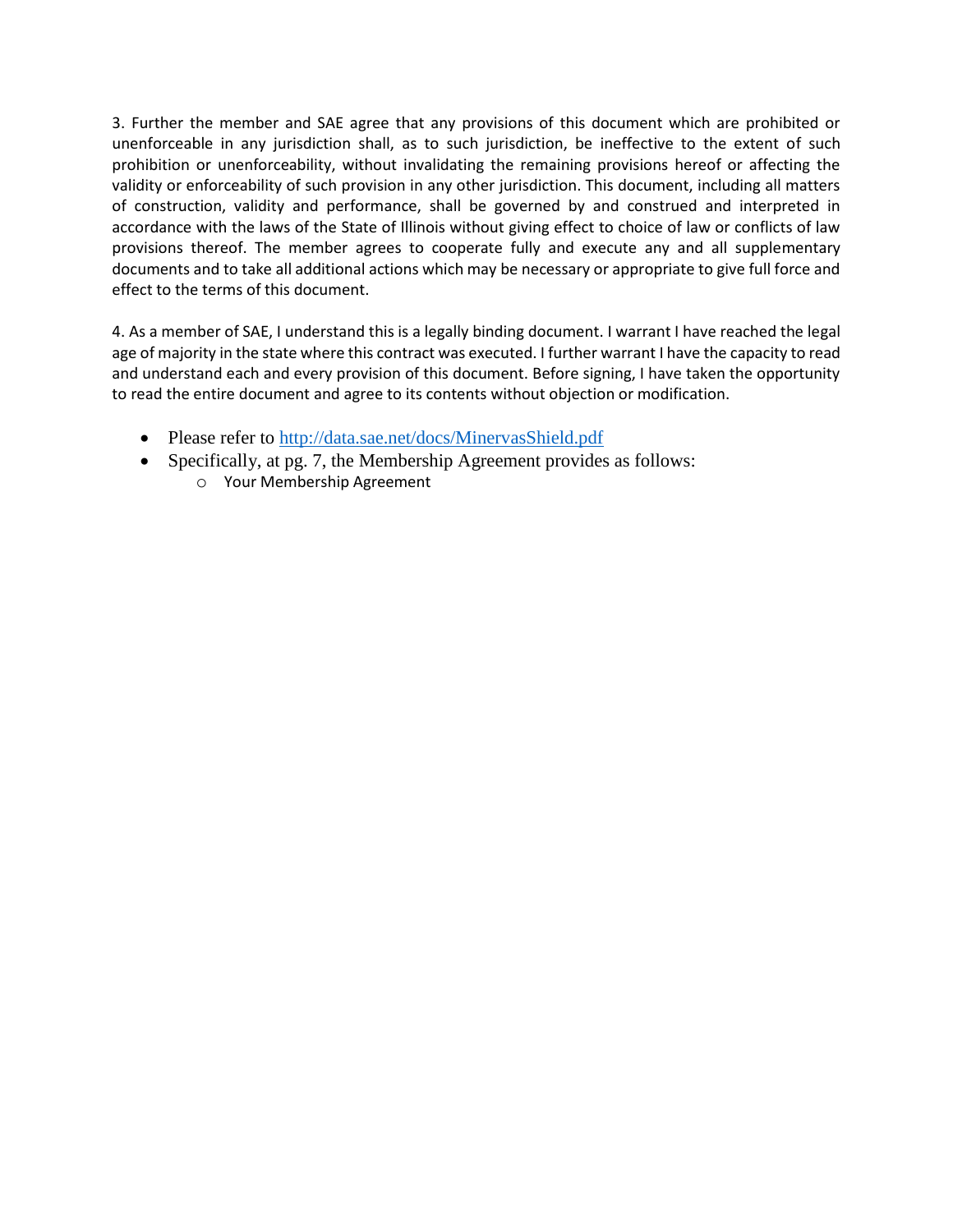3. Further the member and SAE agree that any provisions of this document which are prohibited or unenforceable in any jurisdiction shall, as to such jurisdiction, be ineffective to the extent of such prohibition or unenforceability, without invalidating the remaining provisions hereof or affecting the validity or enforceability of such provision in any other jurisdiction. This document, including all matters of construction, validity and performance, shall be governed by and construed and interpreted in accordance with the laws of the State of Illinois without giving effect to choice of law or conflicts of law provisions thereof. The member agrees to cooperate fully and execute any and all supplementary documents and to take all additional actions which may be necessary or appropriate to give full force and effect to the terms of this document.

4. As a member of SAE, I understand this is a legally binding document. I warrant I have reached the legal age of majority in the state where this contract was executed. I further warrant I have the capacity to read and understand each and every provision of this document. Before signing, I have taken the opportunity to read the entire document and agree to its contents without objection or modification.

- Please refer to http://data.sae.net/docs/MinervasShield.pdf
- Specifically, at pg. 7, the Membership Agreement provides as follows:
  - Your Membership Agreement